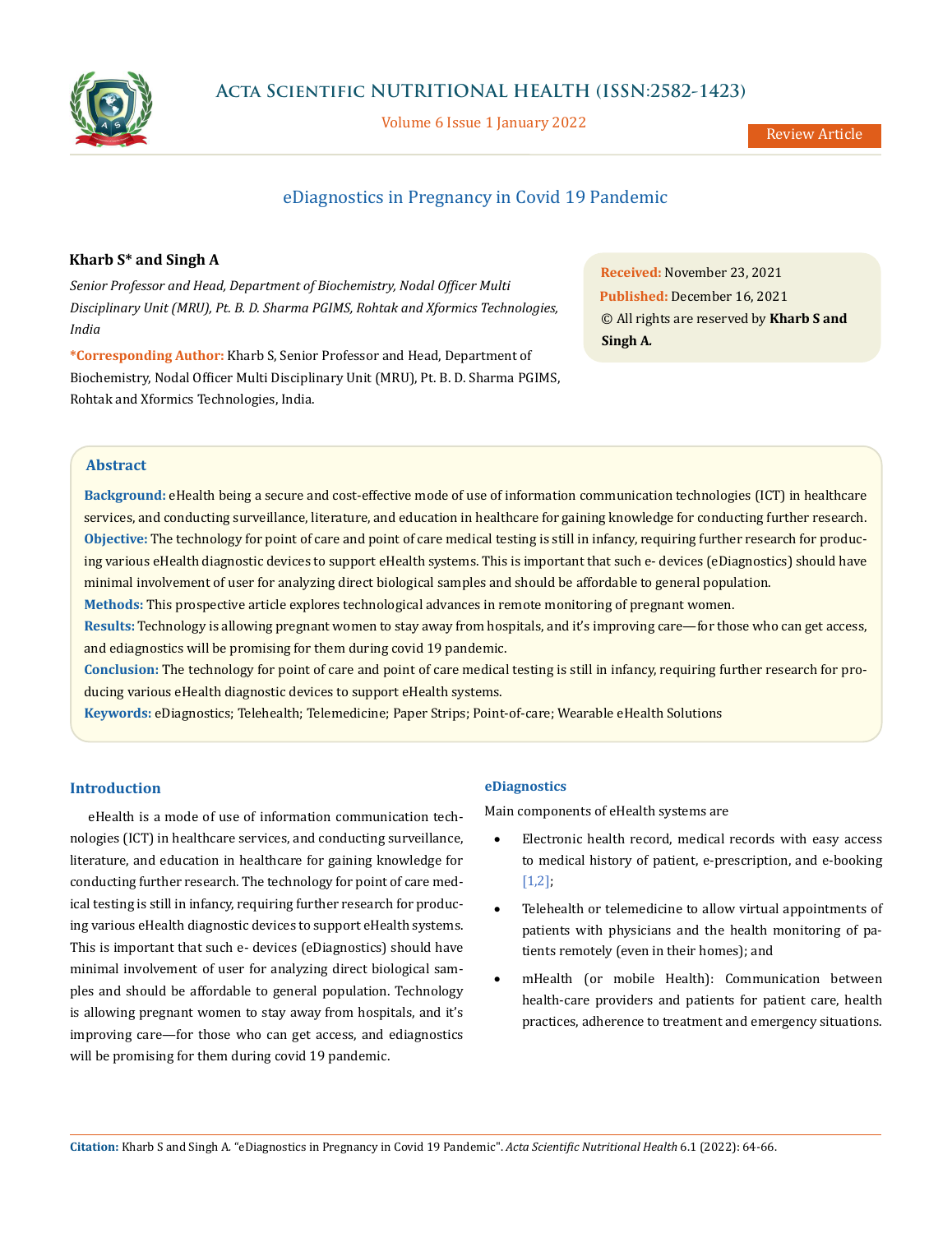# eDiagnostics in Pregnancy in Covid 19 Pandemic

**Kharb S* and Singh A**

*Senior Professor and Head, Department of Biochemistry, Nodal Officer Multi Disciplinary Unit (MRU), Pt. B. D. Sharma PGIMS, Rohtak and Xformics Technologies, India*

**\*Corresponding Author:** Kharb S, Senior Professor and Head, Department of Biochemistry, Nodal Officer Multi Disciplinary Unit (MRU), Pt. B. D. Sharma PGIMS, Rohtak and Xformics Technologies, India.

**Received:** November 23, 2021
**Published:** December 16, 2021
© All rights are reserved by **Kharb S and Singh A.**

## Abstract

**Background:** eHealth being a secure and cost-effective mode of use of information communication technologies (ICT) in healthcare services, and conducting surveillance, literature, and education in healthcare for gaining knowledge for conducting further research.

**Objective:** The technology for point of care and point of care medical testing is still in infancy, requiring further research for producing various eHealth diagnostic devices to support eHealth systems. This is important that such e- devices (eDiagnostics) should have minimal involvement of user for analyzing direct biological samples and should be affordable to general population.

**Methods:** This prospective article explores technological advances in remote monitoring of pregnant women.

**Results:** Technology is allowing pregnant women to stay away from hospitals, and it's improving care—for those who can get access, and ediagnostics will be promising for them during covid 19 pandemic.

**Conclusion:** The technology for point of care and point of care medical testing is still in infancy, requiring further research for producing various eHealth diagnostic devices to support eHealth systems.

**Keywords:** eDiagnostics; Telehealth; Telemedicine; Paper Strips; Point-of-care; Wearable eHealth Solutions

## Introduction

eHealth is a mode of use of information communication technologies (ICT) in healthcare services, and conducting surveillance, literature, and education in healthcare for gaining knowledge for conducting further research. The technology for point of care medical testing is still in infancy, requiring further research for producing various eHealth diagnostic devices to support eHealth systems. This is important that such e- devices (eDiagnostics) should have minimal involvement of user for analyzing direct biological samples and should be affordable to general population. Technology is allowing pregnant women to stay away from hospitals, and it's improving care—for those who can get access, and ediagnostics will be promising for them during covid 19 pandemic.

### eDiagnostics

Main components of eHealth systems are

- Electronic health record, medical records with easy access to medical history of patient, e-prescription, and e-booking [1,2];
- Telehealth or telemedicine to allow virtual appointments of patients with physicians and the health monitoring of patients remotely (even in their homes); and
- mHealth (or mobile Health): Communication between health-care providers and patients for patient care, health practices, adherence to treatment and emergency situations.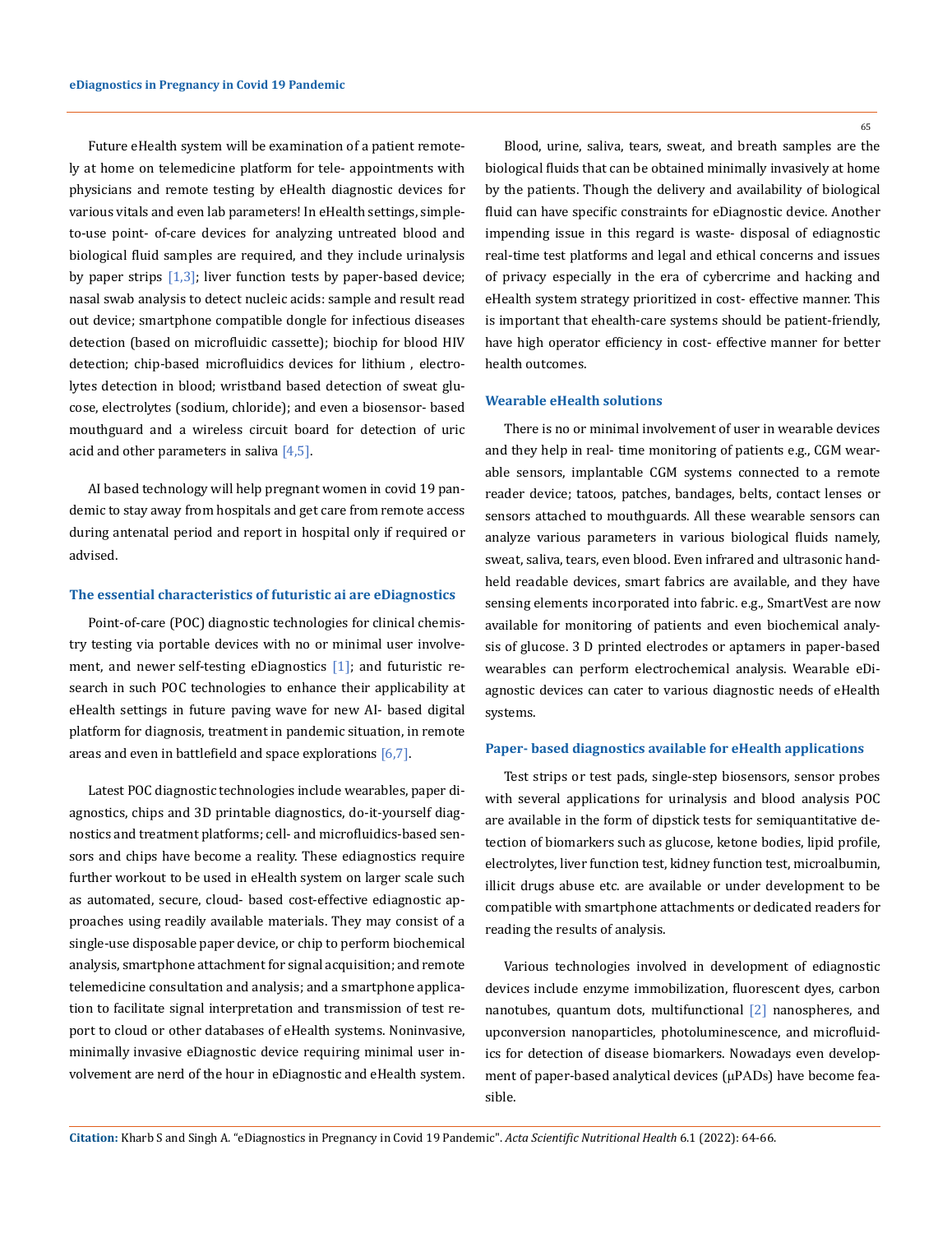Future eHealth system will be examination of a patient remotely at home on telemedicine platform for tele- appointments with physicians and remote testing by eHealth diagnostic devices for various vitals and even lab parameters! In eHealth settings, simple-to-use point- of-care devices for analyzing untreated blood and biological fluid samples are required, and they include urinalysis by paper strips [1,3]; liver function tests by paper-based device; nasal swab analysis to detect nucleic acids: sample and result read out device; smartphone compatible dongle for infectious diseases detection (based on microfluidic cassette); biochip for blood HIV detection; chip-based microfluidics devices for lithium , electrolytes detection in blood; wristband based detection of sweat glucose, electrolytes (sodium, chloride); and even a biosensor- based mouthguard and a wireless circuit board for detection of uric acid and other parameters in saliva [4,5].

AI based technology will help pregnant women in covid 19 pandemic to stay away from hospitals and get care from remote access during antenatal period and report in hospital only if required or advised.

### The essential characteristics of futuristic ai are eDiagnostics

Point-of-care (POC) diagnostic technologies for clinical chemistry testing via portable devices with no or minimal user involvement, and newer self-testing eDiagnostics [1]; and futuristic research in such POC technologies to enhance their applicability at eHealth settings in future paving wave for new AI- based digital platform for diagnosis, treatment in pandemic situation, in remote areas and even in battlefield and space explorations [6,7].

Latest POC diagnostic technologies include wearables, paper diagnostics, chips and 3D printable diagnostics, do-it-yourself diagnostics and treatment platforms; cell- and microfluidics-based sensors and chips have become a reality. These ediagnostics require further workout to be used in eHealth system on larger scale such as automated, secure, cloud- based cost-effective ediagnostic approaches using readily available materials. They may consist of a single-use disposable paper device, or chip to perform biochemical analysis, smartphone attachment for signal acquisition; and remote telemedicine consultation and analysis; and a smartphone application to facilitate signal interpretation and transmission of test report to cloud or other databases of eHealth systems. Noninvasive, minimally invasive eDiagnostic device requiring minimal user involvement are nerd of the hour in eDiagnostic and eHealth system.

Blood, urine, saliva, tears, sweat, and breath samples are the biological fluids that can be obtained minimally invasively at home by the patients. Though the delivery and availability of biological fluid can have specific constraints for eDiagnostic device. Another impending issue in this regard is waste- disposal of ediagnostic real-time test platforms and legal and ethical concerns and issues of privacy especially in the era of cybercrime and hacking and eHealth system strategy prioritized in cost- effective manner. This is important that ehealth-care systems should be patient-friendly, have high operator efficiency in cost- effective manner for better health outcomes.

### Wearable eHealth solutions

There is no or minimal involvement of user in wearable devices and they help in real- time monitoring of patients e.g., CGM wearable sensors, implantable CGM systems connected to a remote reader device; tatoos, patches, bandages, belts, contact lenses or sensors attached to mouthguards. All these wearable sensors can analyze various parameters in various biological fluids namely, sweat, saliva, tears, even blood. Even infrared and ultrasonic handheld readable devices, smart fabrics are available, and they have sensing elements incorporated into fabric. e.g., SmartVest are now available for monitoring of patients and even biochemical analysis of glucose. 3 D printed electrodes or aptamers in paper-based wearables can perform electrochemical analysis. Wearable eDiagnostic devices can cater to various diagnostic needs of eHealth systems.

### Paper- based diagnostics available for eHealth applications

Test strips or test pads, single-step biosensors, sensor probes with several applications for urinalysis and blood analysis POC are available in the form of dipstick tests for semiquantitative detection of biomarkers such as glucose, ketone bodies, lipid profile, electrolytes, liver function test, kidney function test, microalbumin, illicit drugs abuse etc. are available or under development to be compatible with smartphone attachments or dedicated readers for reading the results of analysis.

Various technologies involved in development of ediagnostic devices include enzyme immobilization, fluorescent dyes, carbon nanotubes, quantum dots, multifunctional [2] nanospheres, and upconversion nanoparticles, photoluminescence, and microfluidics for detection of disease biomarkers. Nowadays even development of paper-based analytical devices (μPADs) have become feasible.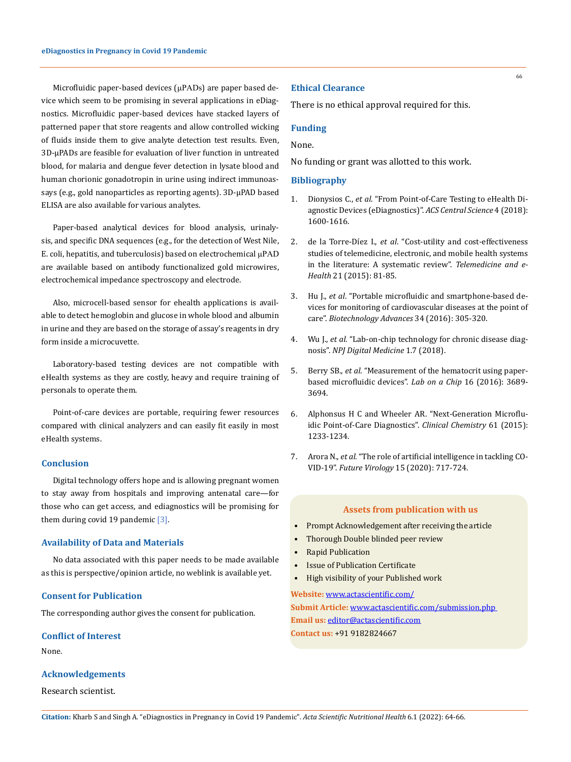Microfluidic paper-based devices (μPADs) are paper based device which seem to be promising in several applications in eDiagnostics. Microfluidic paper-based devices have stacked layers of patterned paper that store reagents and allow controlled wicking of fluids inside them to give analyte detection test results. Even, 3D-μPADs are feasible for evaluation of liver function in untreated blood, for malaria and dengue fever detection in lysate blood and human chorionic gonadotropin in urine using indirect immunoassays (e.g., gold nanoparticles as reporting agents). 3D-μPAD based ELISA are also available for various analytes.

Paper-based analytical devices for blood analysis, urinalysis, and specific DNA sequences (e.g., for the detection of West Nile, E. coli, hepatitis, and tuberculosis) based on electrochemical μPAD are available based on antibody functionalized gold microwires, electrochemical impedance spectroscopy and electrode.

Also, microcell-based sensor for ehealth applications is available to detect hemoglobin and glucose in whole blood and albumin in urine and they are based on the storage of assay's reagents in dry form inside a microcuvette.

Laboratory-based testing devices are not compatible with eHealth systems as they are costly, heavy and require training of personals to operate them.

Point-of-care devices are portable, requiring fewer resources compared with clinical analyzers and can easily fit easily in most eHealth systems.

## Conclusion

Digital technology offers hope and is allowing pregnant women to stay away from hospitals and improving antenatal care—for those who can get access, and ediagnostics will be promising for them during covid 19 pandemic [3].

## Availability of Data and Materials

No data associated with this paper needs to be made available as this is perspective/opinion article, no weblink is available yet.

## Consent for Publication

The corresponding author gives the consent for publication.

## Conflict of Interest

None.

## Acknowledgements

Research scientist.

## Ethical Clearance

There is no ethical approval required for this.

## Funding

None.

No funding or grant was allotted to this work.

## Bibliography

1. Dionysios C., *et al*. "From Point-of-Care Testing to eHealth Diagnostic Devices (eDiagnostics)". *ACS Central Science* 4 (2018): 1600-1616.
2. de la Torre-Díez I., *et al*. "Cost-utility and cost-effectiveness studies of telemedicine, electronic, and mobile health systems in the literature: A systematic review". *Telemedicine and e-Health* 21 (2015): 81-85.
3. Hu J., *et al*. "Portable microfluidic and smartphone-based devices for monitoring of cardiovascular diseases at the point of care". *Biotechnology Advances* 34 (2016): 305-320.
4. Wu J., *et al*. "Lab-on-chip technology for chronic disease diagnosis". *NPJ Digital Medicine* 1.7 (2018).
5. Berry SB., *et al*. "Measurement of the hematocrit using paper-based microfluidic devices". *Lab on a Chip* 16 (2016): 3689-3694.
6. Alphonsus H C and Wheeler AR. "Next-Generation Microfluidic Point-of-Care Diagnostics". *Clinical Chemistry* 61 (2015): 1233-1234.
7. Arora N., *et al.* "The role of artificial intelligence in tackling COVID-19". *Future Virology* 15 (2020): 717-724.

**Assets from publication with us**

- Prompt Acknowledgement after receiving the article
- Thorough Double blinded peer review
- Rapid Publication
- Issue of Publication Certificate
- High visibility of your Published work

**Website:** www.actascientific.com/
**Submit Article:** www.actascientific.com/submission.php
**Email us:** editor@actascientific.com
**Contact us:** +91 9182824667